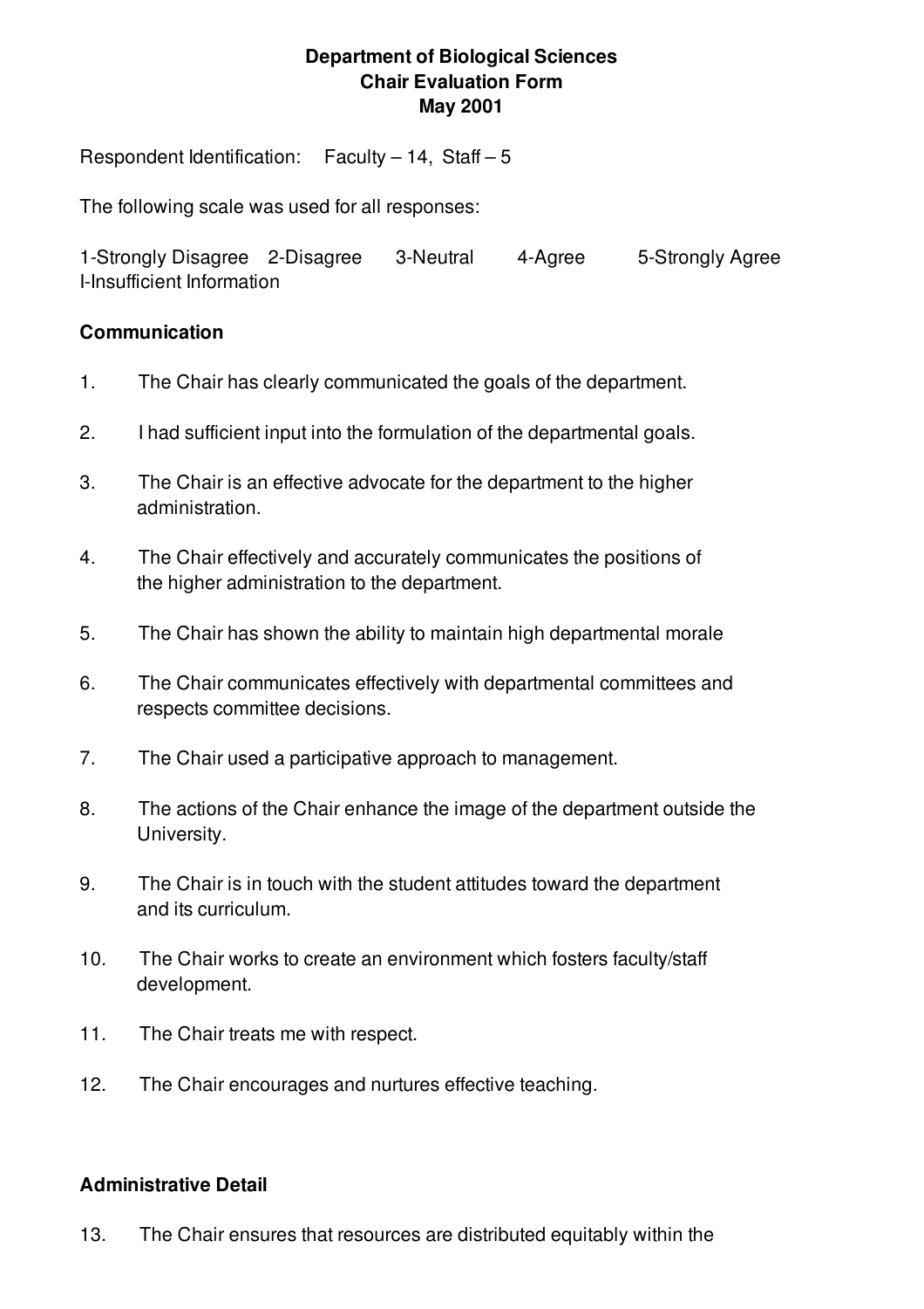**Department of Biological Sciences**
**Chair Evaluation Form**
**May 2001**

Respondent Identification: Faculty – 14, Staff – 5

The following scale was used for all responses:

1-Strongly Disagree 2-Disagree 3-Neutral 4-Agree 5-Strongly Agree
I-Insufficient Information

## Communication

1. The Chair has clearly communicated the goals of the department.

2. I had sufficient input into the formulation of the departmental goals.

3. The Chair is an effective advocate for the department to the higher administration.

4. The Chair effectively and accurately communicates the positions of the higher administration to the department.

5. The Chair has shown the ability to maintain high departmental morale

6. The Chair communicates effectively with departmental committees and respects committee decisions.

7. The Chair used a participative approach to management.

8. The actions of the Chair enhance the image of the department outside the University.

9. The Chair is in touch with the student attitudes toward the department and its curriculum.

10. The Chair works to create an environment which fosters faculty/staff development.

11. The Chair treats me with respect.

12. The Chair encourages and nurtures effective teaching.

## Administrative Detail

13. The Chair ensures that resources are distributed equitably within the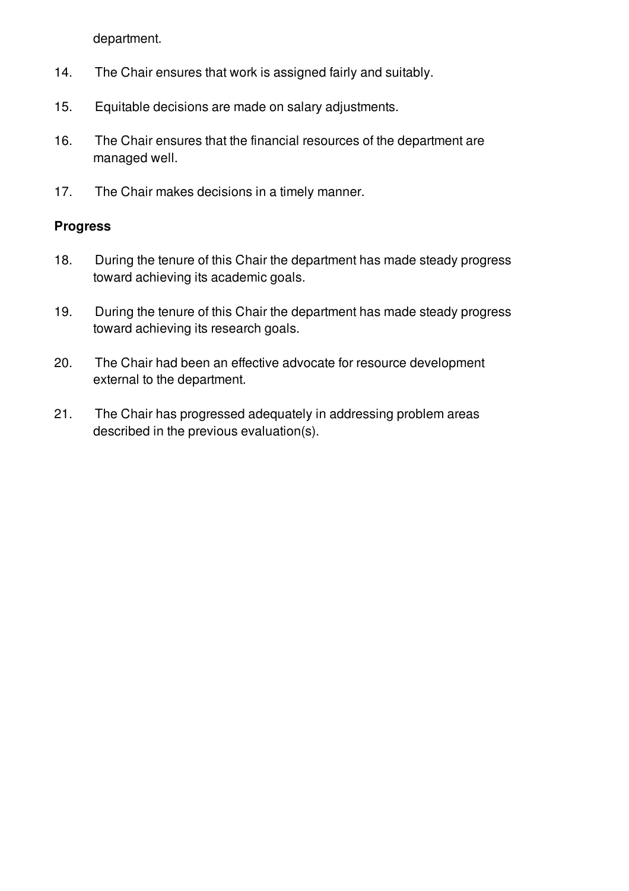department.

14. The Chair ensures that work is assigned fairly and suitably.

15. Equitable decisions are made on salary adjustments.

16. The Chair ensures that the financial resources of the department are managed well.

17. The Chair makes decisions in a timely manner.

**Progress**

18. During the tenure of this Chair the department has made steady progress toward achieving its academic goals.

19. During the tenure of this Chair the department has made steady progress toward achieving its research goals.

20. The Chair had been an effective advocate for resource development external to the department.

21. The Chair has progressed adequately in addressing problem areas described in the previous evaluation(s).